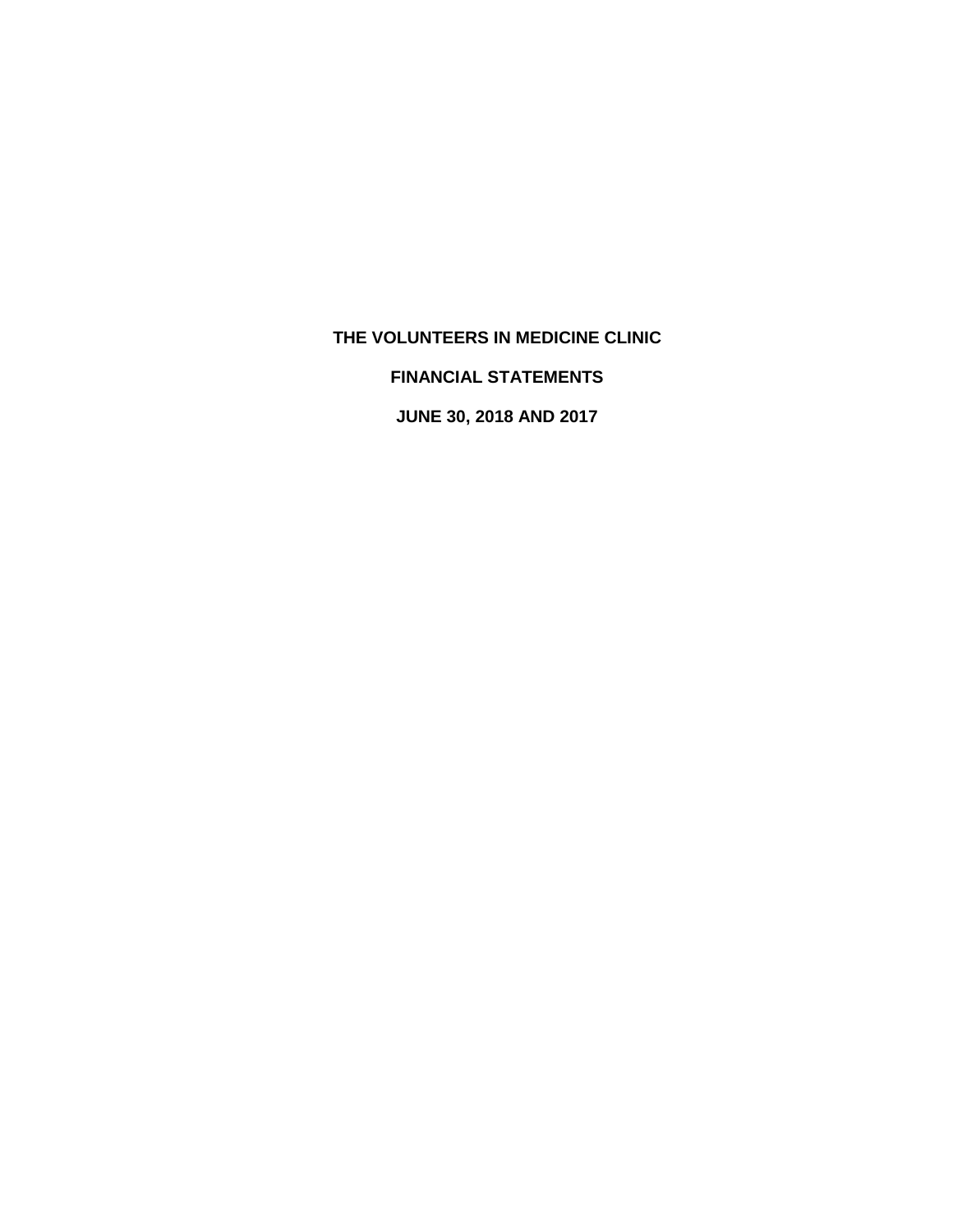# THE VOLUNTEERS IN MEDICINE CLINIC

## FINANCIAL STATEMENTS

## JUNE 30, 2018 AND 2017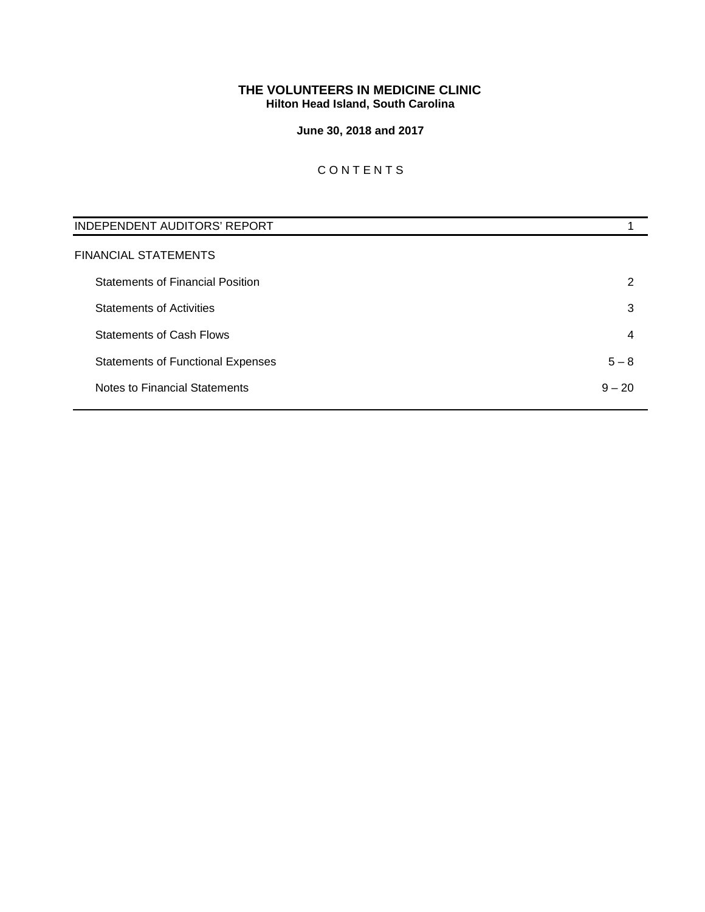# THE VOLUNTEERS IN MEDICINE CLINIC
**Hilton Head Island, South Carolina**

**June 30, 2018 and 2017**

C O N T E N T S

| | |
|---|---|
| INDEPENDENT AUDITORS' REPORT | 1 |
| FINANCIAL STATEMENTS | |
| Statements of Financial Position | 2 |
| Statements of Activities | 3 |
| Statements of Cash Flows | 4 |
| Statements of Functional Expenses | 5 – 8 |
| Notes to Financial Statements | 9 – 20 |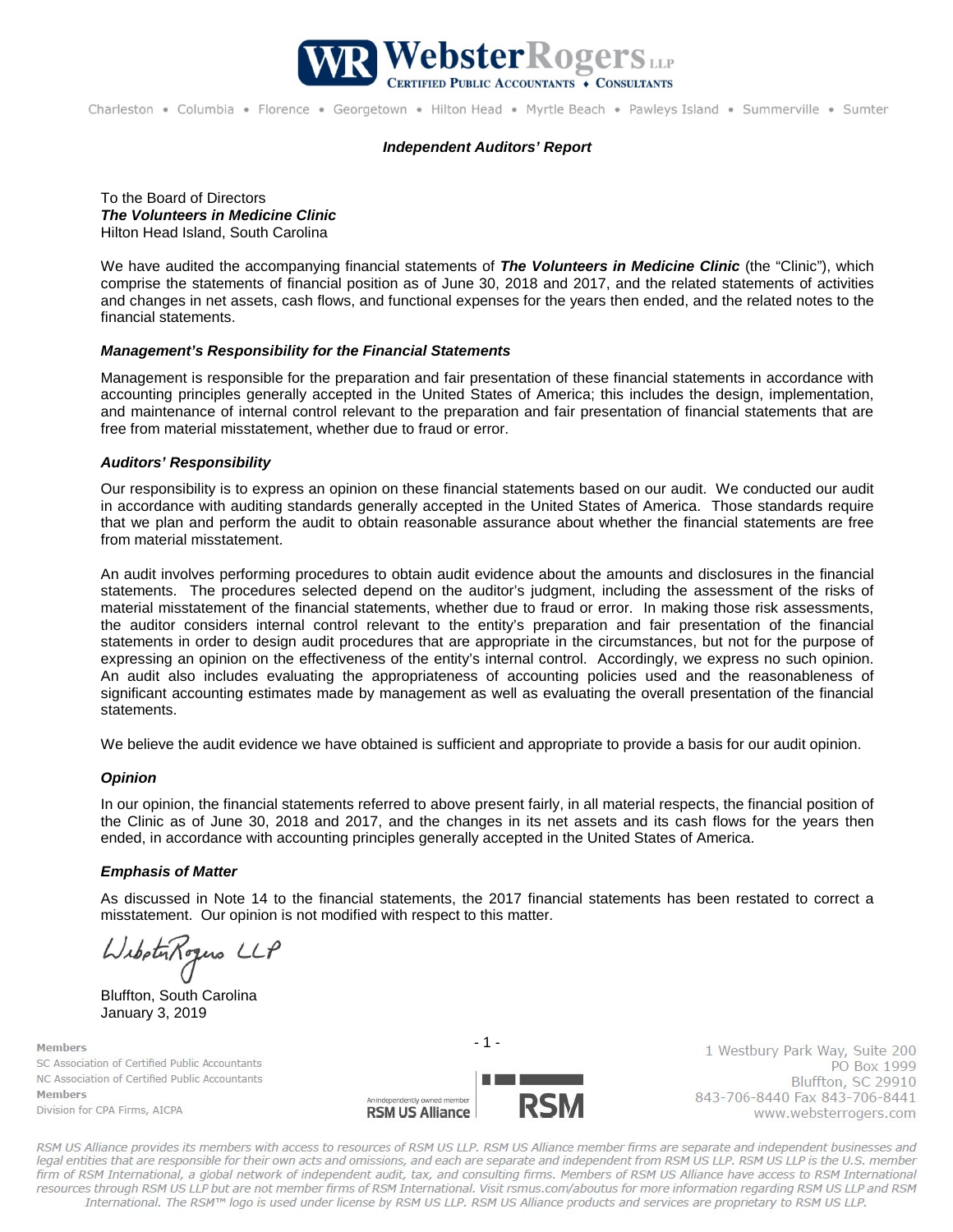# Independent Auditors' Report

To the Board of Directors
***The Volunteers in Medicine Clinic***
Hilton Head Island, South Carolina

We have audited the accompanying financial statements of ***The Volunteers in Medicine Clinic*** (the "Clinic"), which comprise the statements of financial position as of June 30, 2018 and 2017, and the related statements of activities and changes in net assets, cash flows, and functional expenses for the years then ended, and the related notes to the financial statements.

### *Management's Responsibility for the Financial Statements*

Management is responsible for the preparation and fair presentation of these financial statements in accordance with accounting principles generally accepted in the United States of America; this includes the design, implementation, and maintenance of internal control relevant to the preparation and fair presentation of financial statements that are free from material misstatement, whether due to fraud or error.

### *Auditors' Responsibility*

Our responsibility is to express an opinion on these financial statements based on our audit. We conducted our audit in accordance with auditing standards generally accepted in the United States of America. Those standards require that we plan and perform the audit to obtain reasonable assurance about whether the financial statements are free from material misstatement.

An audit involves performing procedures to obtain audit evidence about the amounts and disclosures in the financial statements. The procedures selected depend on the auditor's judgment, including the assessment of the risks of material misstatement of the financial statements, whether due to fraud or error. In making those risk assessments, the auditor considers internal control relevant to the entity's preparation and fair presentation of the financial statements in order to design audit procedures that are appropriate in the circumstances, but not for the purpose of expressing an opinion on the effectiveness of the entity's internal control. Accordingly, we express no such opinion. An audit also includes evaluating the appropriateness of accounting policies used and the reasonableness of significant accounting estimates made by management as well as evaluating the overall presentation of the financial statements.

We believe the audit evidence we have obtained is sufficient and appropriate to provide a basis for our audit opinion.

### *Opinion*

In our opinion, the financial statements referred to above present fairly, in all material respects, the financial position of the Clinic as of June 30, 2018 and 2017, and the changes in its net assets and its cash flows for the years then ended, in accordance with accounting principles generally accepted in the United States of America.

### *Emphasis of Matter*

As discussed in Note 14 to the financial statements, the 2017 financial statements has been restated to correct a misstatement. Our opinion is not modified with respect to this matter.

WebsterRogers LLP

Bluffton, South Carolina
January 3, 2019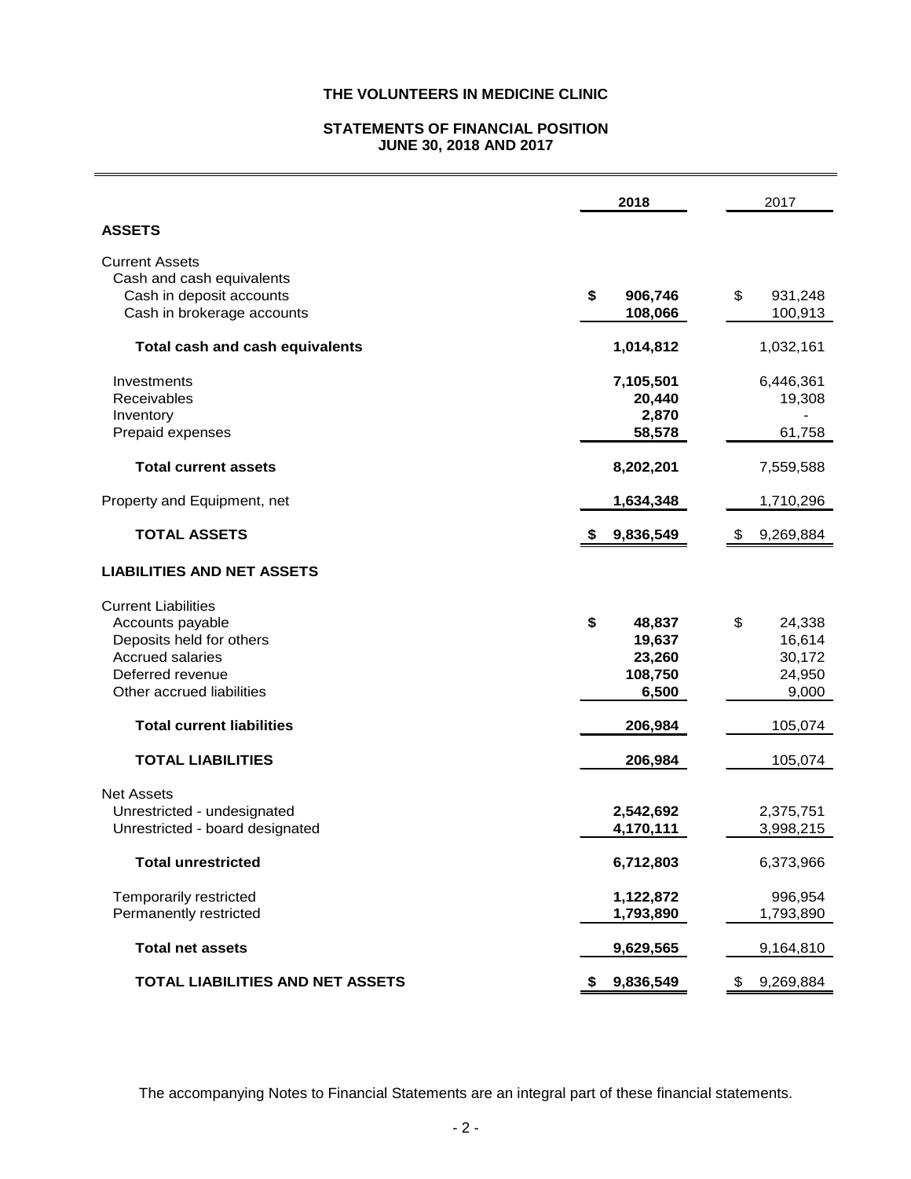# THE VOLUNTEERS IN MEDICINE CLINIC

## STATEMENTS OF FINANCIAL POSITION
## JUNE 30, 2018 AND 2017

| | 2018 | 2017 |
|---|---|---|
| **ASSETS** | | |
| Current Assets | | |
| Cash and cash equivalents | | |
| Cash in deposit accounts | $ 906,746 | $ 931,248 |
| Cash in brokerage accounts | 108,066 | 100,913 |
| **Total cash and cash equivalents** | 1,014,812 | 1,032,161 |
| Investments | 7,105,501 | 6,446,361 |
| Receivables | 20,440 | 19,308 |
| Inventory | 2,870 | - |
| Prepaid expenses | 58,578 | 61,758 |
| **Total current assets** | 8,202,201 | 7,559,588 |
| Property and Equipment, net | 1,634,348 | 1,710,296 |
| **TOTAL ASSETS** | $ 9,836,549 | $ 9,269,884 |
| **LIABILITIES AND NET ASSETS** | | |
| Current Liabilities | | |
| Accounts payable | $ 48,837 | $ 24,338 |
| Deposits held for others | 19,637 | 16,614 |
| Accrued salaries | 23,260 | 30,172 |
| Deferred revenue | 108,750 | 24,950 |
| Other accrued liabilities | 6,500 | 9,000 |
| **Total current liabilities** | 206,984 | 105,074 |
| **TOTAL LIABILITIES** | 206,984 | 105,074 |
| Net Assets | | |
| Unrestricted - undesignated | 2,542,692 | 2,375,751 |
| Unrestricted - board designated | 4,170,111 | 3,998,215 |
| **Total unrestricted** | 6,712,803 | 6,373,966 |
| Temporarily restricted | 1,122,872 | 996,954 |
| Permanently restricted | 1,793,890 | 1,793,890 |
| **Total net assets** | 9,629,565 | 9,164,810 |
| **TOTAL LIABILITIES AND NET ASSETS** | $ 9,836,549 | $ 9,269,884 |

The accompanying Notes to Financial Statements are an integral part of these financial statements.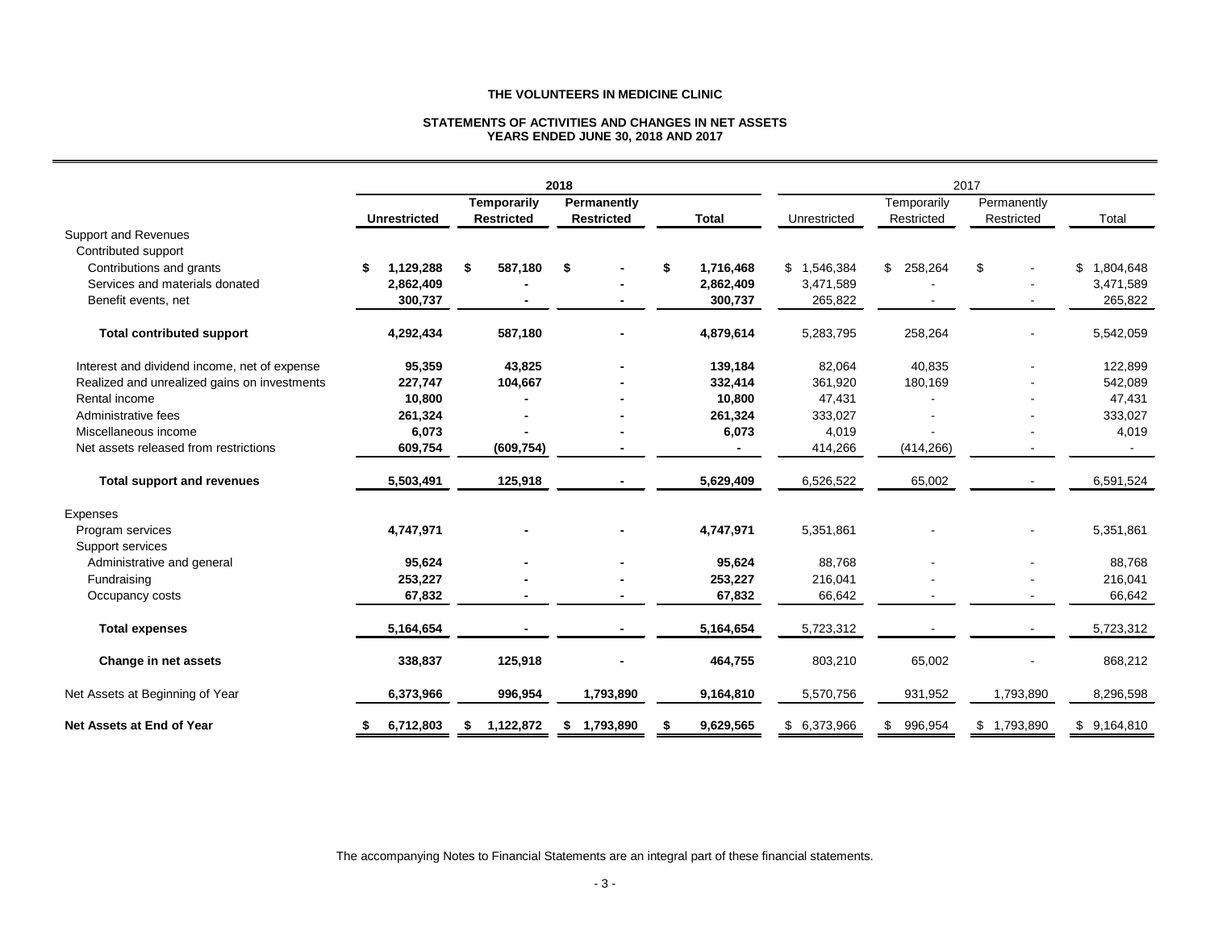**THE VOLUNTEERS IN MEDICINE CLINIC**

**STATEMENTS OF ACTIVITIES AND CHANGES IN NET ASSETS**
**YEARS ENDED JUNE 30, 2018 AND 2017**

| | **2018** | | | | 2017 | | | |
|---|---|---|---|---|---|---|---|---|
| | **Unrestricted** | **Temporarily Restricted** | **Permanently Restricted** | **Total** | Unrestricted | Temporarily Restricted | Permanently Restricted | Total |
| Support and Revenues | | | | | | | | |
| Contributed support | | | | | | | | |
| Contributions and grants | **$ 1,129,288** | **$ 587,180** | **$ -** | **$ 1,716,468** | $ 1,546,384 | $ 258,264 | $ - | $ 1,804,648 |
| Services and materials donated | **2,862,409** | **-** | **-** | **2,862,409** | 3,471,589 | - | - | 3,471,589 |
| Benefit events, net | **300,737** | **-** | **-** | **300,737** | 265,822 | - | - | 265,822 |
| **Total contributed support** | **4,292,434** | **587,180** | **-** | **4,879,614** | 5,283,795 | 258,264 | - | 5,542,059 |
| Interest and dividend income, net of expense | **95,359** | **43,825** | **-** | **139,184** | 82,064 | 40,835 | - | 122,899 |
| Realized and unrealized gains on investments | **227,747** | **104,667** | **-** | **332,414** | 361,920 | 180,169 | - | 542,089 |
| Rental income | **10,800** | **-** | **-** | **10,800** | 47,431 | - | - | 47,431 |
| Administrative fees | **261,324** | **-** | **-** | **261,324** | 333,027 | - | - | 333,027 |
| Miscellaneous income | **6,073** | **-** | **-** | **6,073** | 4,019 | - | - | 4,019 |
| Net assets released from restrictions | **609,754** | **(609,754)** | **-** | **-** | 414,266 | (414,266) | - | - |
| **Total support and revenues** | **5,503,491** | **125,918** | **-** | **5,629,409** | 6,526,522 | 65,002 | - | 6,591,524 |
| Expenses | | | | | | | | |
| Program services | **4,747,971** | **-** | **-** | **4,747,971** | 5,351,861 | - | - | 5,351,861 |
| Support services | | | | | | | | |
| Administrative and general | **95,624** | **-** | **-** | **95,624** | 88,768 | - | - | 88,768 |
| Fundraising | **253,227** | **-** | **-** | **253,227** | 216,041 | - | - | 216,041 |
| Occupancy costs | **67,832** | **-** | **-** | **67,832** | 66,642 | - | - | 66,642 |
| **Total expenses** | **5,164,654** | **-** | **-** | **5,164,654** | 5,723,312 | - | - | 5,723,312 |
| **Change in net assets** | **338,837** | **125,918** | **-** | **464,755** | 803,210 | 65,002 | - | 868,212 |
| Net Assets at Beginning of Year | **6,373,966** | **996,954** | **1,793,890** | **9,164,810** | 5,570,756 | 931,952 | 1,793,890 | 8,296,598 |
| **Net Assets at End of Year** | **$ 6,712,803** | **$ 1,122,872** | **$ 1,793,890** | **$ 9,629,565** | $ 6,373,966 | $ 996,954 | $ 1,793,890 | $ 9,164,810 |

The accompanying Notes to Financial Statements are an integral part of these financial statements.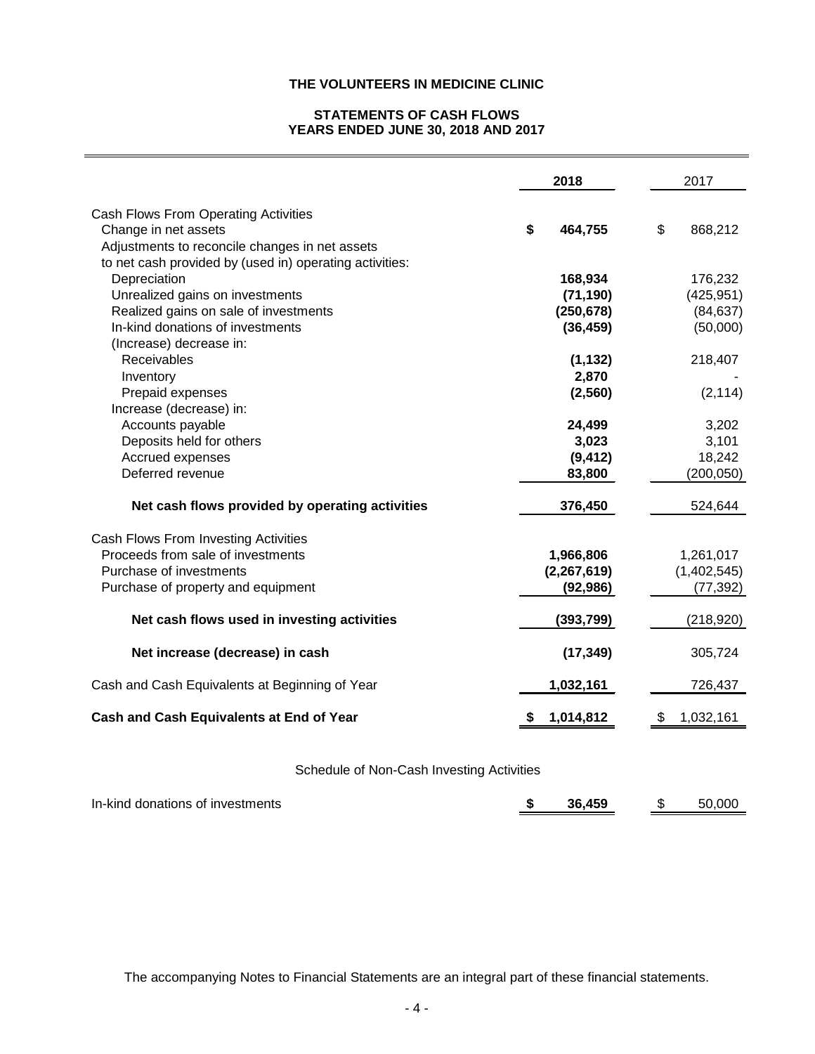# THE VOLUNTEERS IN MEDICINE CLINIC

## STATEMENTS OF CASH FLOWS
## YEARS ENDED JUNE 30, 2018 AND 2017

| | 2018 | 2017 |
|---|---|---|
| Cash Flows From Operating Activities | | |
| Change in net assets | **$ 464,755** | $ 868,212 |
| Adjustments to reconcile changes in net assets to net cash provided by (used in) operating activities: | | |
| Depreciation | **168,934** | 176,232 |
| Unrealized gains on investments | **(71,190)** | (425,951) |
| Realized gains on sale of investments | **(250,678)** | (84,637) |
| In-kind donations of investments | **(36,459)** | (50,000) |
| (Increase) decrease in: | | |
| Receivables | **(1,132)** | 218,407 |
| Inventory | **2,870** | - |
| Prepaid expenses | **(2,560)** | (2,114) |
| Increase (decrease) in: | | |
| Accounts payable | **24,499** | 3,202 |
| Deposits held for others | **3,023** | 3,101 |
| Accrued expenses | **(9,412)** | 18,242 |
| Deferred revenue | **83,800** | (200,050) |
| **Net cash flows provided by operating activities** | **376,450** | 524,644 |
| Cash Flows From Investing Activities | | |
| Proceeds from sale of investments | **1,966,806** | 1,261,017 |
| Purchase of investments | **(2,267,619)** | (1,402,545) |
| Purchase of property and equipment | **(92,986)** | (77,392) |
| **Net cash flows used in investing activities** | **(393,799)** | (218,920) |
| **Net increase (decrease) in cash** | **(17,349)** | 305,724 |
| Cash and Cash Equivalents at Beginning of Year | **1,032,161** | 726,437 |
| **Cash and Cash Equivalents at End of Year** | **$ 1,014,812** | $ 1,032,161 |

Schedule of Non-Cash Investing Activities

| | 2018 | 2017 |
|---|---|---|
| In-kind donations of investments | **$ 36,459** | $ 50,000 |

The accompanying Notes to Financial Statements are an integral part of these financial statements.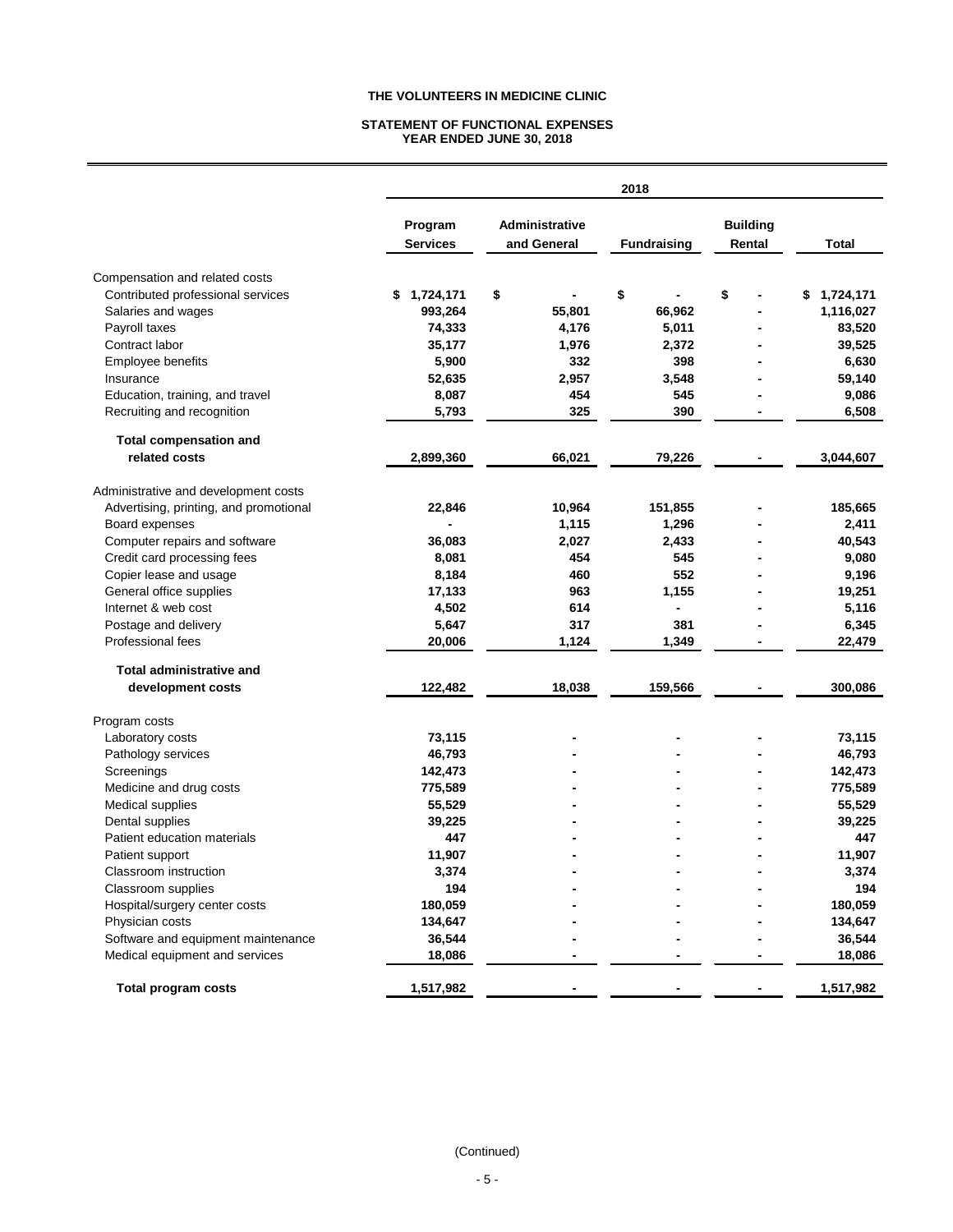**THE VOLUNTEERS IN MEDICINE CLINIC**

**STATEMENT OF FUNCTIONAL EXPENSES**
**YEAR ENDED JUNE 30, 2018**

| | 2018 | | | | |
|---|---|---|---|---|---|
| | **Program Services** | **Administrative and General** | **Fundraising** | **Building Rental** | **Total** |
| Compensation and related costs | | | | | |
| Contributed professional services | $ 1,724,171 | $ - | $ - | $ - | $ 1,724,171 |
| Salaries and wages | 993,264 | 55,801 | 66,962 | - | 1,116,027 |
| Payroll taxes | 74,333 | 4,176 | 5,011 | - | 83,520 |
| Contract labor | 35,177 | 1,976 | 2,372 | - | 39,525 |
| Employee benefits | 5,900 | 332 | 398 | - | 6,630 |
| Insurance | 52,635 | 2,957 | 3,548 | - | 59,140 |
| Education, training, and travel | 8,087 | 454 | 545 | - | 9,086 |
| Recruiting and recognition | 5,793 | 325 | 390 | - | 6,508 |
| **Total compensation and related costs** | 2,899,360 | 66,021 | 79,226 | - | 3,044,607 |
| Administrative and development costs | | | | | |
| Advertising, printing, and promotional | 22,846 | 10,964 | 151,855 | - | 185,665 |
| Board expenses | - | 1,115 | 1,296 | - | 2,411 |
| Computer repairs and software | 36,083 | 2,027 | 2,433 | - | 40,543 |
| Credit card processing fees | 8,081 | 454 | 545 | - | 9,080 |
| Copier lease and usage | 8,184 | 460 | 552 | - | 9,196 |
| General office supplies | 17,133 | 963 | 1,155 | - | 19,251 |
| Internet & web cost | 4,502 | 614 | - | - | 5,116 |
| Postage and delivery | 5,647 | 317 | 381 | - | 6,345 |
| Professional fees | 20,006 | 1,124 | 1,349 | - | 22,479 |
| **Total administrative and development costs** | 122,482 | 18,038 | 159,566 | - | 300,086 |
| Program costs | | | | | |
| Laboratory costs | 73,115 | - | - | - | 73,115 |
| Pathology services | 46,793 | - | - | - | 46,793 |
| Screenings | 142,473 | - | - | - | 142,473 |
| Medicine and drug costs | 775,589 | - | - | - | 775,589 |
| Medical supplies | 55,529 | - | - | - | 55,529 |
| Dental supplies | 39,225 | - | - | - | 39,225 |
| Patient education materials | 447 | - | - | - | 447 |
| Patient support | 11,907 | - | - | - | 11,907 |
| Classroom instruction | 3,374 | - | - | - | 3,374 |
| Classroom supplies | 194 | - | - | - | 194 |
| Hospital/surgery center costs | 180,059 | - | - | - | 180,059 |
| Physician costs | 134,647 | - | - | - | 134,647 |
| Software and equipment maintenance | 36,544 | - | - | - | 36,544 |
| Medical equipment and services | 18,086 | - | - | - | 18,086 |
| **Total program costs** | 1,517,982 | - | - | - | 1,517,982 |

(Continued)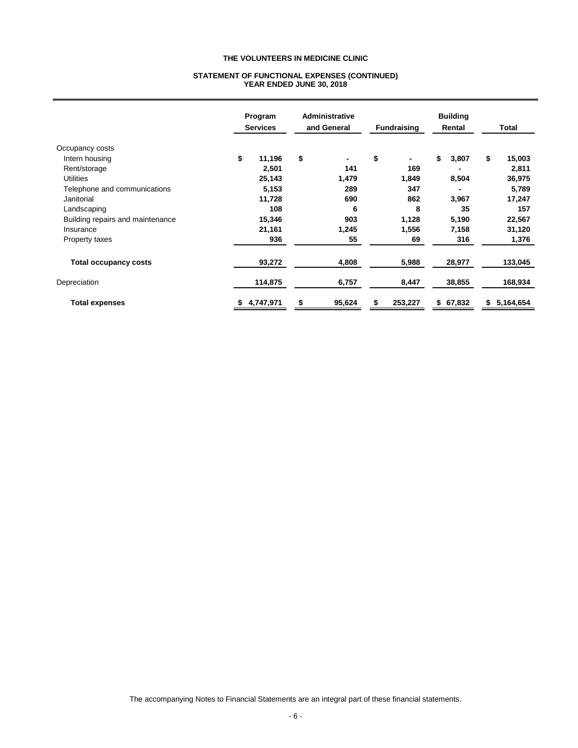**THE VOLUNTEERS IN MEDICINE CLINIC**

**STATEMENT OF FUNCTIONAL EXPENSES (CONTINUED)**
**YEAR ENDED JUNE 30, 2018**

| | Program Services | Administrative and General | Fundraising | Building Rental | Total |
|---|---|---|---|---|---|
| Occupancy costs | | | | | |
| Intern housing | $ 11,196 | $ - | $ - | $ 3,807 | $ 15,003 |
| Rent/storage | 2,501 | 141 | 169 | - | 2,811 |
| Utilities | 25,143 | 1,479 | 1,849 | 8,504 | 36,975 |
| Telephone and communications | 5,153 | 289 | 347 | - | 5,789 |
| Janitorial | 11,728 | 690 | 862 | 3,967 | 17,247 |
| Landscaping | 108 | 6 | 8 | 35 | 157 |
| Building repairs and maintenance | 15,346 | 903 | 1,128 | 5,190 | 22,567 |
| Insurance | 21,161 | 1,245 | 1,556 | 7,158 | 31,120 |
| Property taxes | 936 | 55 | 69 | 316 | 1,376 |
| **Total occupancy costs** | 93,272 | 4,808 | 5,988 | 28,977 | 133,045 |
| Depreciation | 114,875 | 6,757 | 8,447 | 38,855 | 168,934 |
| **Total expenses** | $ 4,747,971 | $ 95,624 | $ 253,227 | $ 67,832 | $ 5,164,654 |

The accompanying Notes to Financial Statements are an integral part of these financial statements.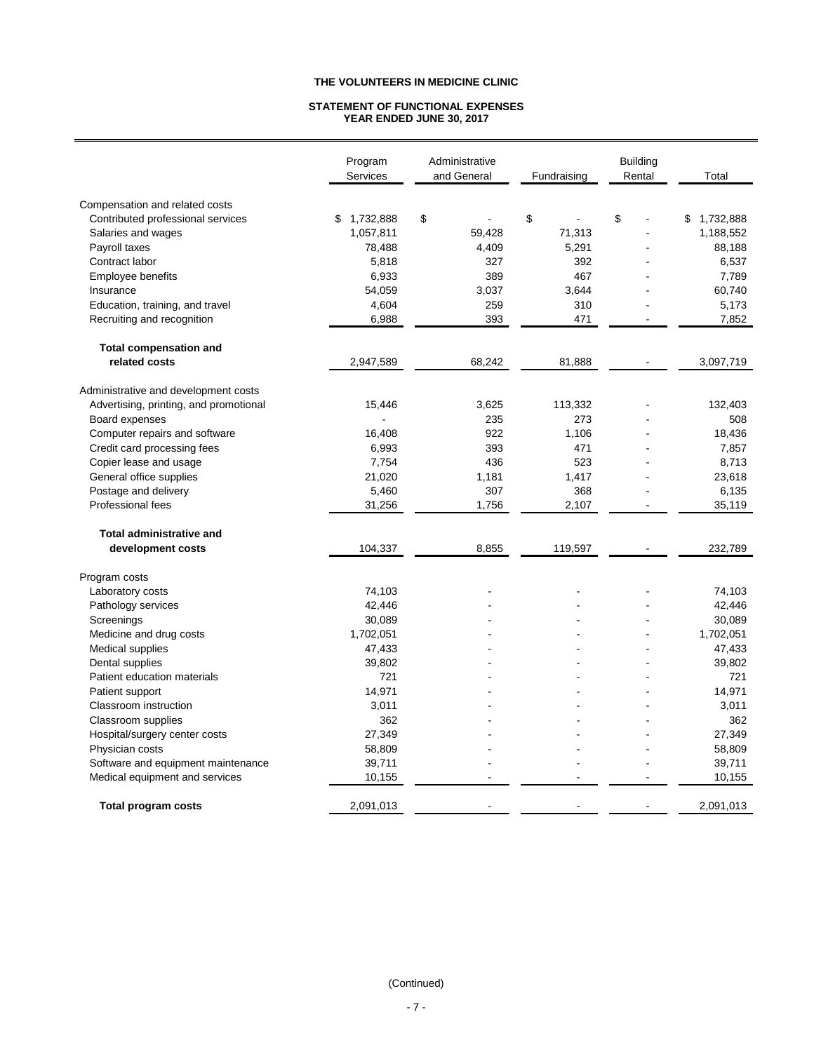**THE VOLUNTEERS IN MEDICINE CLINIC**

**STATEMENT OF FUNCTIONAL EXPENSES**
**YEAR ENDED JUNE 30, 2017**

| | Program Services | Administrative and General | Fundraising | Building Rental | Total |
|---|---|---|---|---|---|
| Compensation and related costs | | | | | |
| Contributed professional services | $ 1,732,888 | $ - | $ - | $ - | $ 1,732,888 |
| Salaries and wages | 1,057,811 | 59,428 | 71,313 | - | 1,188,552 |
| Payroll taxes | 78,488 | 4,409 | 5,291 | - | 88,188 |
| Contract labor | 5,818 | 327 | 392 | - | 6,537 |
| Employee benefits | 6,933 | 389 | 467 | - | 7,789 |
| Insurance | 54,059 | 3,037 | 3,644 | - | 60,740 |
| Education, training, and travel | 4,604 | 259 | 310 | - | 5,173 |
| Recruiting and recognition | 6,988 | 393 | 471 | - | 7,852 |
| **Total compensation and related costs** | 2,947,589 | 68,242 | 81,888 | - | 3,097,719 |
| Administrative and development costs | | | | | |
| Advertising, printing, and promotional | 15,446 | 3,625 | 113,332 | - | 132,403 |
| Board expenses | - | 235 | 273 | - | 508 |
| Computer repairs and software | 16,408 | 922 | 1,106 | - | 18,436 |
| Credit card processing fees | 6,993 | 393 | 471 | - | 7,857 |
| Copier lease and usage | 7,754 | 436 | 523 | - | 8,713 |
| General office supplies | 21,020 | 1,181 | 1,417 | - | 23,618 |
| Postage and delivery | 5,460 | 307 | 368 | - | 6,135 |
| Professional fees | 31,256 | 1,756 | 2,107 | - | 35,119 |
| **Total administrative and development costs** | 104,337 | 8,855 | 119,597 | - | 232,789 |
| Program costs | | | | | |
| Laboratory costs | 74,103 | - | - | - | 74,103 |
| Pathology services | 42,446 | - | - | - | 42,446 |
| Screenings | 30,089 | - | - | - | 30,089 |
| Medicine and drug costs | 1,702,051 | - | - | - | 1,702,051 |
| Medical supplies | 47,433 | - | - | - | 47,433 |
| Dental supplies | 39,802 | - | - | - | 39,802 |
| Patient education materials | 721 | - | - | - | 721 |
| Patient support | 14,971 | - | - | - | 14,971 |
| Classroom instruction | 3,011 | - | - | - | 3,011 |
| Classroom supplies | 362 | - | - | - | 362 |
| Hospital/surgery center costs | 27,349 | - | - | - | 27,349 |
| Physician costs | 58,809 | - | - | - | 58,809 |
| Software and equipment maintenance | 39,711 | - | - | - | 39,711 |
| Medical equipment and services | 10,155 | - | - | - | 10,155 |
| **Total program costs** | 2,091,013 | - | - | - | 2,091,013 |

(Continued)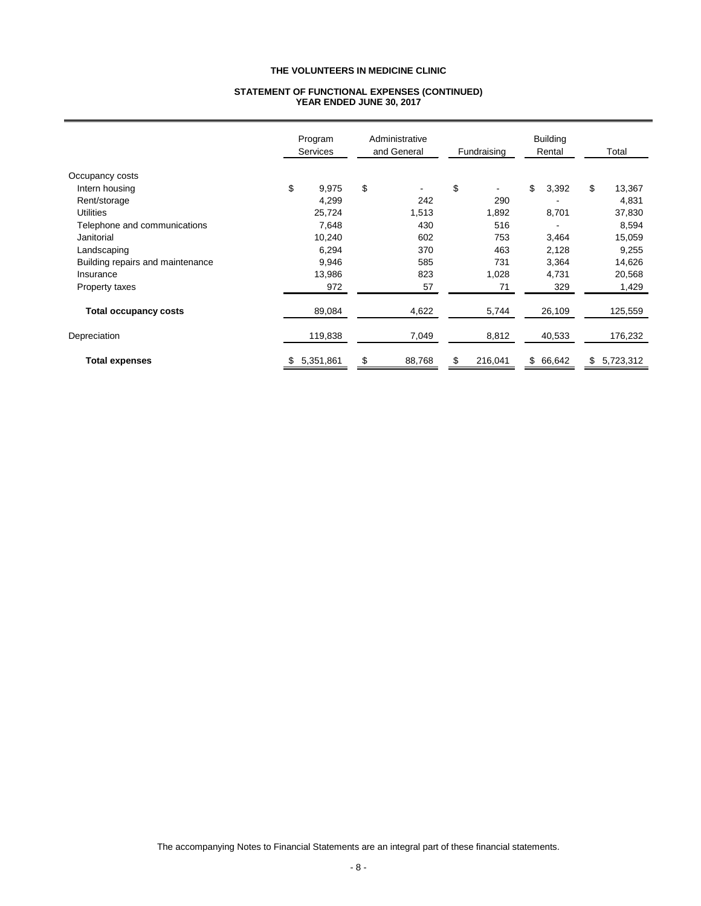# THE VOLUNTEERS IN MEDICINE CLINIC

## STATEMENT OF FUNCTIONAL EXPENSES (CONTINUED)
### YEAR ENDED JUNE 30, 2017

| | Program Services | Administrative and General | Fundraising | Building Rental | Total |
|---|---|---|---|---|---|
| Occupancy costs | | | | | |
| Intern housing | $ 9,975 | $ - | $ - | $ 3,392 | $ 13,367 |
| Rent/storage | 4,299 | 242 | 290 | - | 4,831 |
| Utilities | 25,724 | 1,513 | 1,892 | 8,701 | 37,830 |
| Telephone and communications | 7,648 | 430 | 516 | - | 8,594 |
| Janitorial | 10,240 | 602 | 753 | 3,464 | 15,059 |
| Landscaping | 6,294 | 370 | 463 | 2,128 | 9,255 |
| Building repairs and maintenance | 9,946 | 585 | 731 | 3,364 | 14,626 |
| Insurance | 13,986 | 823 | 1,028 | 4,731 | 20,568 |
| Property taxes | 972 | 57 | 71 | 329 | 1,429 |
| **Total occupancy costs** | 89,084 | 4,622 | 5,744 | 26,109 | 125,559 |
| Depreciation | 119,838 | 7,049 | 8,812 | 40,533 | 176,232 |
| **Total expenses** | $ 5,351,861 | $ 88,768 | $ 216,041 | $ 66,642 | $ 5,723,312 |

The accompanying Notes to Financial Statements are an integral part of these financial statements.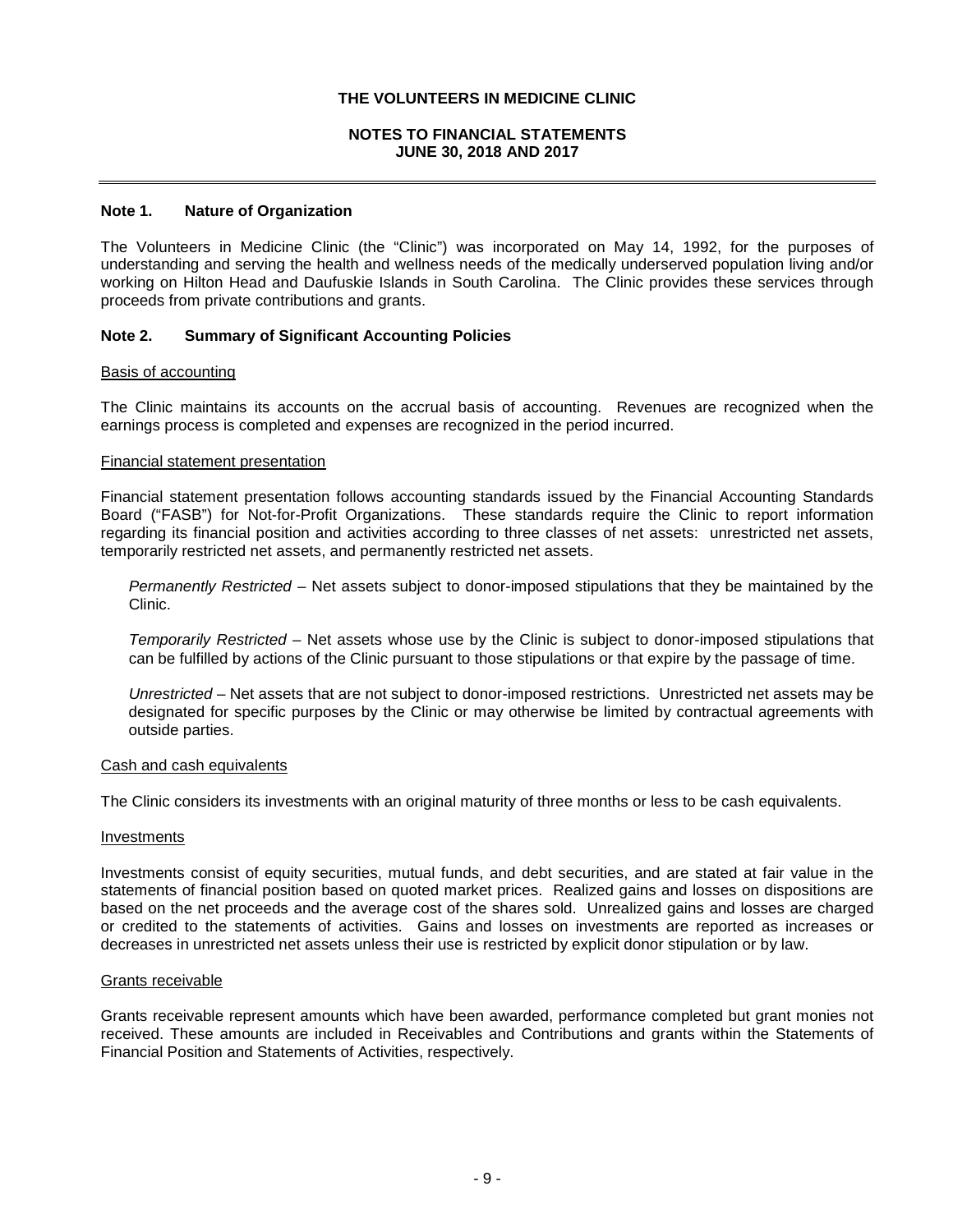# THE VOLUNTEERS IN MEDICINE CLINIC

## NOTES TO FINANCIAL STATEMENTS
## JUNE 30, 2018 AND 2017

---

### Note 1. Nature of Organization

The Volunteers in Medicine Clinic (the "Clinic") was incorporated on May 14, 1992, for the purposes of understanding and serving the health and wellness needs of the medically underserved population living and/or working on Hilton Head and Daufuskie Islands in South Carolina. The Clinic provides these services through proceeds from private contributions and grants.

### Note 2. Summary of Significant Accounting Policies

Basis of accounting

The Clinic maintains its accounts on the accrual basis of accounting. Revenues are recognized when the earnings process is completed and expenses are recognized in the period incurred.

Financial statement presentation

Financial statement presentation follows accounting standards issued by the Financial Accounting Standards Board ("FASB") for Not-for-Profit Organizations. These standards require the Clinic to report information regarding its financial position and activities according to three classes of net assets: unrestricted net assets, temporarily restricted net assets, and permanently restricted net assets.

*Permanently Restricted* – Net assets subject to donor-imposed stipulations that they be maintained by the Clinic.

*Temporarily Restricted* – Net assets whose use by the Clinic is subject to donor-imposed stipulations that can be fulfilled by actions of the Clinic pursuant to those stipulations or that expire by the passage of time.

*Unrestricted* – Net assets that are not subject to donor-imposed restrictions. Unrestricted net assets may be designated for specific purposes by the Clinic or may otherwise be limited by contractual agreements with outside parties.

Cash and cash equivalents

The Clinic considers its investments with an original maturity of three months or less to be cash equivalents.

Investments

Investments consist of equity securities, mutual funds, and debt securities, and are stated at fair value in the statements of financial position based on quoted market prices. Realized gains and losses on dispositions are based on the net proceeds and the average cost of the shares sold. Unrealized gains and losses are charged or credited to the statements of activities. Gains and losses on investments are reported as increases or decreases in unrestricted net assets unless their use is restricted by explicit donor stipulation or by law.

Grants receivable

Grants receivable represent amounts which have been awarded, performance completed but grant monies not received. These amounts are included in Receivables and Contributions and grants within the Statements of Financial Position and Statements of Activities, respectively.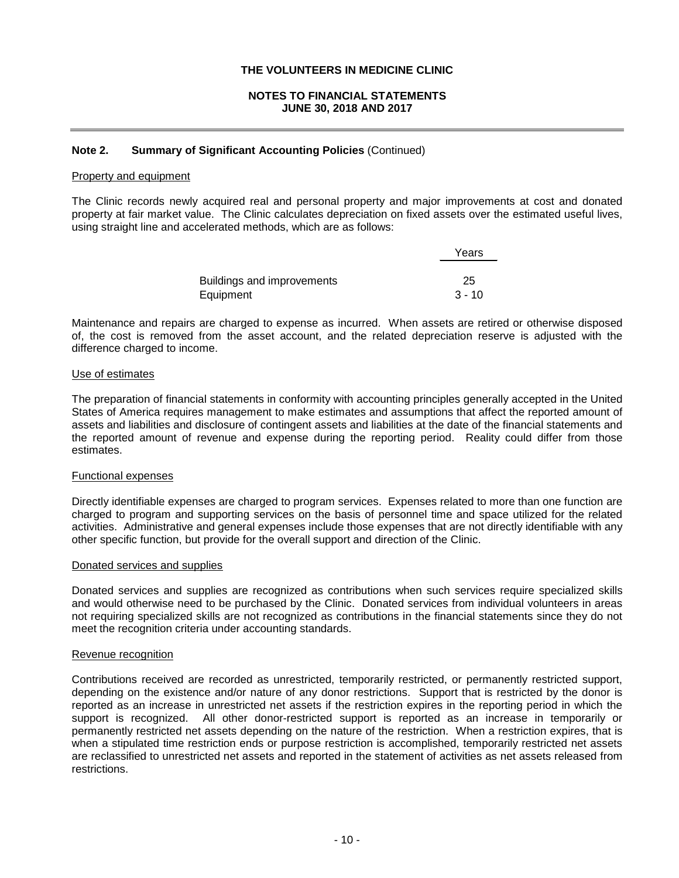# THE VOLUNTEERS IN MEDICINE CLINIC

## NOTES TO FINANCIAL STATEMENTS
## JUNE 30, 2018 AND 2017

**Note 2. Summary of Significant Accounting Policies** (Continued)

Property and equipment

The Clinic records newly acquired real and personal property and major improvements at cost and donated property at fair market value. The Clinic calculates depreciation on fixed assets over the estimated useful lives, using straight line and accelerated methods, which are as follows:

| | Years |
|---|---|
| Buildings and improvements | 25 |
| Equipment | 3 - 10 |

Maintenance and repairs are charged to expense as incurred. When assets are retired or otherwise disposed of, the cost is removed from the asset account, and the related depreciation reserve is adjusted with the difference charged to income.

Use of estimates

The preparation of financial statements in conformity with accounting principles generally accepted in the United States of America requires management to make estimates and assumptions that affect the reported amount of assets and liabilities and disclosure of contingent assets and liabilities at the date of the financial statements and the reported amount of revenue and expense during the reporting period. Reality could differ from those estimates.

Functional expenses

Directly identifiable expenses are charged to program services. Expenses related to more than one function are charged to program and supporting services on the basis of personnel time and space utilized for the related activities. Administrative and general expenses include those expenses that are not directly identifiable with any other specific function, but provide for the overall support and direction of the Clinic.

Donated services and supplies

Donated services and supplies are recognized as contributions when such services require specialized skills and would otherwise need to be purchased by the Clinic. Donated services from individual volunteers in areas not requiring specialized skills are not recognized as contributions in the financial statements since they do not meet the recognition criteria under accounting standards.

Revenue recognition

Contributions received are recorded as unrestricted, temporarily restricted, or permanently restricted support, depending on the existence and/or nature of any donor restrictions. Support that is restricted by the donor is reported as an increase in unrestricted net assets if the restriction expires in the reporting period in which the support is recognized. All other donor-restricted support is reported as an increase in temporarily or permanently restricted net assets depending on the nature of the restriction. When a restriction expires, that is when a stipulated time restriction ends or purpose restriction is accomplished, temporarily restricted net assets are reclassified to unrestricted net assets and reported in the statement of activities as net assets released from restrictions.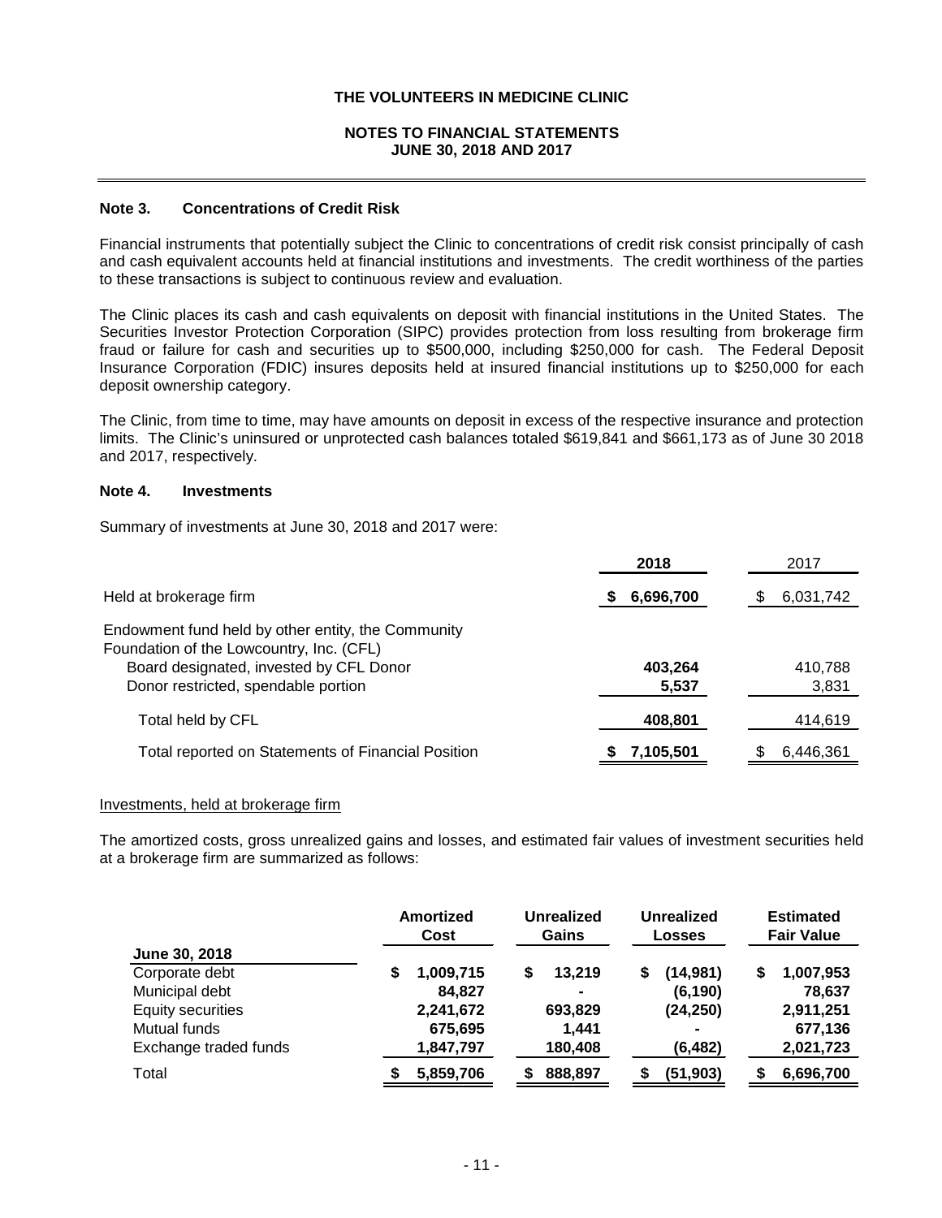# THE VOLUNTEERS IN MEDICINE CLINIC

## NOTES TO FINANCIAL STATEMENTS
## JUNE 30, 2018 AND 2017

### Note 3. Concentrations of Credit Risk

Financial instruments that potentially subject the Clinic to concentrations of credit risk consist principally of cash and cash equivalent accounts held at financial institutions and investments. The credit worthiness of the parties to these transactions is subject to continuous review and evaluation.

The Clinic places its cash and cash equivalents on deposit with financial institutions in the United States. The Securities Investor Protection Corporation (SIPC) provides protection from loss resulting from brokerage firm fraud or failure for cash and securities up to $500,000, including $250,000 for cash. The Federal Deposit Insurance Corporation (FDIC) insures deposits held at insured financial institutions up to $250,000 for each deposit ownership category.

The Clinic, from time to time, may have amounts on deposit in excess of the respective insurance and protection limits. The Clinic's uninsured or unprotected cash balances totaled $619,841 and $661,173 as of June 30 2018 and 2017, respectively.

### Note 4. Investments

Summary of investments at June 30, 2018 and 2017 were:

| | 2018 | 2017 |
|---|---|---|
| Held at brokerage firm | $ 6,696,700 | $ 6,031,742 |
| Endowment fund held by other entity, the Community Foundation of the Lowcountry, Inc. (CFL) | | |
| Board designated, invested by CFL Donor | 403,264 | 410,788 |
| Donor restricted, spendable portion | 5,537 | 3,831 |
| Total held by CFL | 408,801 | 414,619 |
| Total reported on Statements of Financial Position | $ 7,105,501 | $ 6,446,361 |

Investments, held at brokerage firm

The amortized costs, gross unrealized gains and losses, and estimated fair values of investment securities held at a brokerage firm are summarized as follows:

| June 30, 2018 | Amortized Cost | Unrealized Gains | Unrealized Losses | Estimated Fair Value |
|---|---|---|---|---|
| Corporate debt | $ 1,009,715 | $ 13,219 | $ (14,981) | $ 1,007,953 |
| Municipal debt | 84,827 | - | (6,190) | 78,637 |
| Equity securities | 2,241,672 | 693,829 | (24,250) | 2,911,251 |
| Mutual funds | 675,695 | 1,441 | - | 677,136 |
| Exchange traded funds | 1,847,797 | 180,408 | (6,482) | 2,021,723 |
| Total | $ 5,859,706 | $ 888,897 | $ (51,903) | $ 6,696,700 |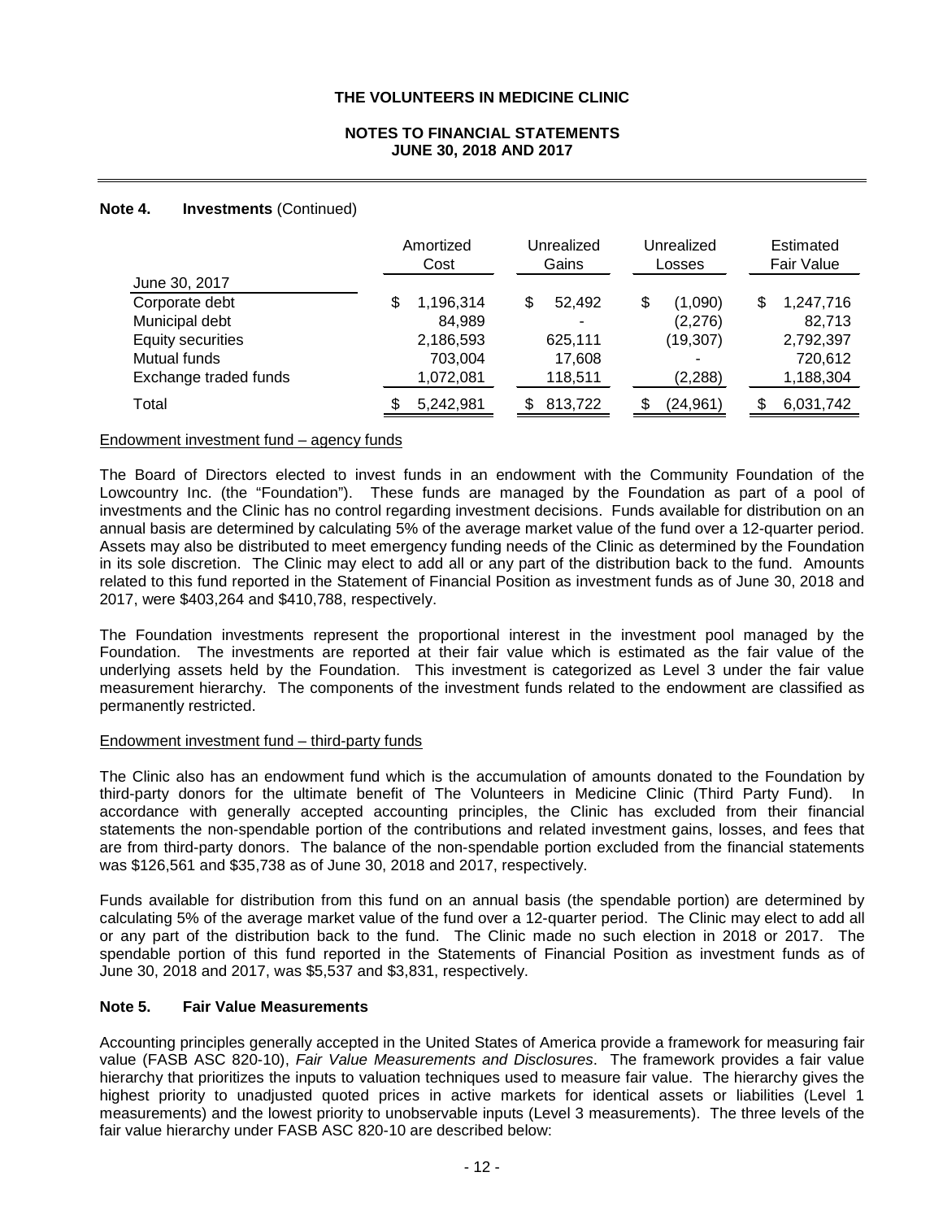### Note 4. Investments (Continued)

| June 30, 2017 | Amortized Cost | Unrealized Gains | Unrealized Losses | Estimated Fair Value |
|---|---|---|---|---|
| Corporate debt | $ 1,196,314 | $ 52,492 | $ (1,090) | $ 1,247,716 |
| Municipal debt | 84,989 | - | (2,276) | 82,713 |
| Equity securities | 2,186,593 | 625,111 | (19,307) | 2,792,397 |
| Mutual funds | 703,004 | 17,608 | - | 720,612 |
| Exchange traded funds | 1,072,081 | 118,511 | (2,288) | 1,188,304 |
| Total | $ 5,242,981 | $ 813,722 | $ (24,961) | $ 6,031,742 |

Endowment investment fund – agency funds

The Board of Directors elected to invest funds in an endowment with the Community Foundation of the Lowcountry Inc. (the "Foundation"). These funds are managed by the Foundation as part of a pool of investments and the Clinic has no control regarding investment decisions. Funds available for distribution on an annual basis are determined by calculating 5% of the average market value of the fund over a 12-quarter period. Assets may also be distributed to meet emergency funding needs of the Clinic as determined by the Foundation in its sole discretion. The Clinic may elect to add all or any part of the distribution back to the fund. Amounts related to this fund reported in the Statement of Financial Position as investment funds as of June 30, 2018 and 2017, were $403,264 and $410,788, respectively.

The Foundation investments represent the proportional interest in the investment pool managed by the Foundation. The investments are reported at their fair value which is estimated as the fair value of the underlying assets held by the Foundation. This investment is categorized as Level 3 under the fair value measurement hierarchy. The components of the investment funds related to the endowment are classified as permanently restricted.

Endowment investment fund – third-party funds

The Clinic also has an endowment fund which is the accumulation of amounts donated to the Foundation by third-party donors for the ultimate benefit of The Volunteers in Medicine Clinic (Third Party Fund). In accordance with generally accepted accounting principles, the Clinic has excluded from their financial statements the non-spendable portion of the contributions and related investment gains, losses, and fees that are from third-party donors. The balance of the non-spendable portion excluded from the financial statements was $126,561 and $35,738 as of June 30, 2018 and 2017, respectively.

Funds available for distribution from this fund on an annual basis (the spendable portion) are determined by calculating 5% of the average market value of the fund over a 12-quarter period. The Clinic may elect to add all or any part of the distribution back to the fund. The Clinic made no such election in 2018 or 2017. The spendable portion of this fund reported in the Statements of Financial Position as investment funds as of June 30, 2018 and 2017, was $5,537 and $3,831, respectively.

### Note 5. Fair Value Measurements

Accounting principles generally accepted in the United States of America provide a framework for measuring fair value (FASB ASC 820-10), *Fair Value Measurements and Disclosures*. The framework provides a fair value hierarchy that prioritizes the inputs to valuation techniques used to measure fair value. The hierarchy gives the highest priority to unadjusted quoted prices in active markets for identical assets or liabilities (Level 1 measurements) and the lowest priority to unobservable inputs (Level 3 measurements). The three levels of the fair value hierarchy under FASB ASC 820-10 are described below: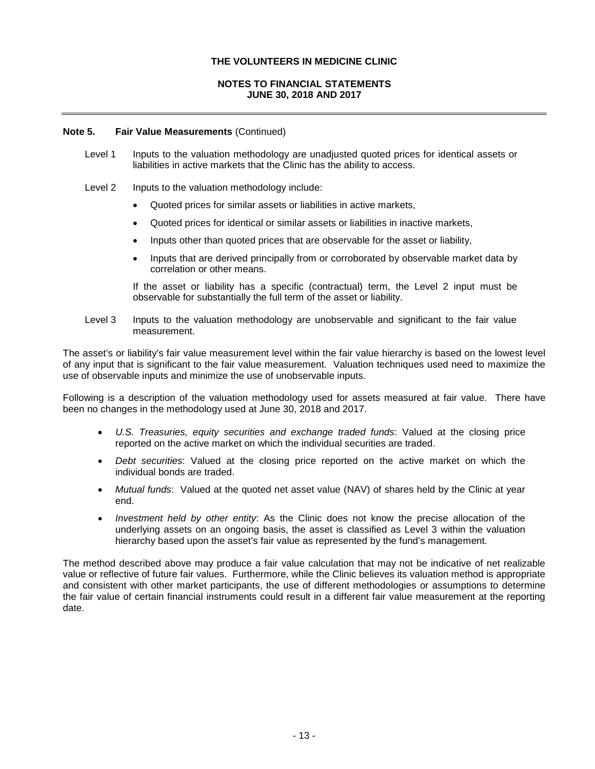**Note 5. Fair Value Measurements** (Continued)

Level 1 Inputs to the valuation methodology are unadjusted quoted prices for identical assets or liabilities in active markets that the Clinic has the ability to access.

Level 2 Inputs to the valuation methodology include:

- Quoted prices for similar assets or liabilities in active markets,
- Quoted prices for identical or similar assets or liabilities in inactive markets,
- Inputs other than quoted prices that are observable for the asset or liability,
- Inputs that are derived principally from or corroborated by observable market data by correlation or other means.

If the asset or liability has a specific (contractual) term, the Level 2 input must be observable for substantially the full term of the asset or liability.

Level 3 Inputs to the valuation methodology are unobservable and significant to the fair value measurement.

The asset's or liability's fair value measurement level within the fair value hierarchy is based on the lowest level of any input that is significant to the fair value measurement. Valuation techniques used need to maximize the use of observable inputs and minimize the use of unobservable inputs.

Following is a description of the valuation methodology used for assets measured at fair value. There have been no changes in the methodology used at June 30, 2018 and 2017.

- *U.S. Treasuries, equity securities and exchange traded funds*: Valued at the closing price reported on the active market on which the individual securities are traded.
- *Debt securities*: Valued at the closing price reported on the active market on which the individual bonds are traded.
- *Mutual funds*: Valued at the quoted net asset value (NAV) of shares held by the Clinic at year end.
- *Investment held by other entity*: As the Clinic does not know the precise allocation of the underlying assets on an ongoing basis, the asset is classified as Level 3 within the valuation hierarchy based upon the asset's fair value as represented by the fund's management.

The method described above may produce a fair value calculation that may not be indicative of net realizable value or reflective of future fair values. Furthermore, while the Clinic believes its valuation method is appropriate and consistent with other market participants, the use of different methodologies or assumptions to determine the fair value of certain financial instruments could result in a different fair value measurement at the reporting date.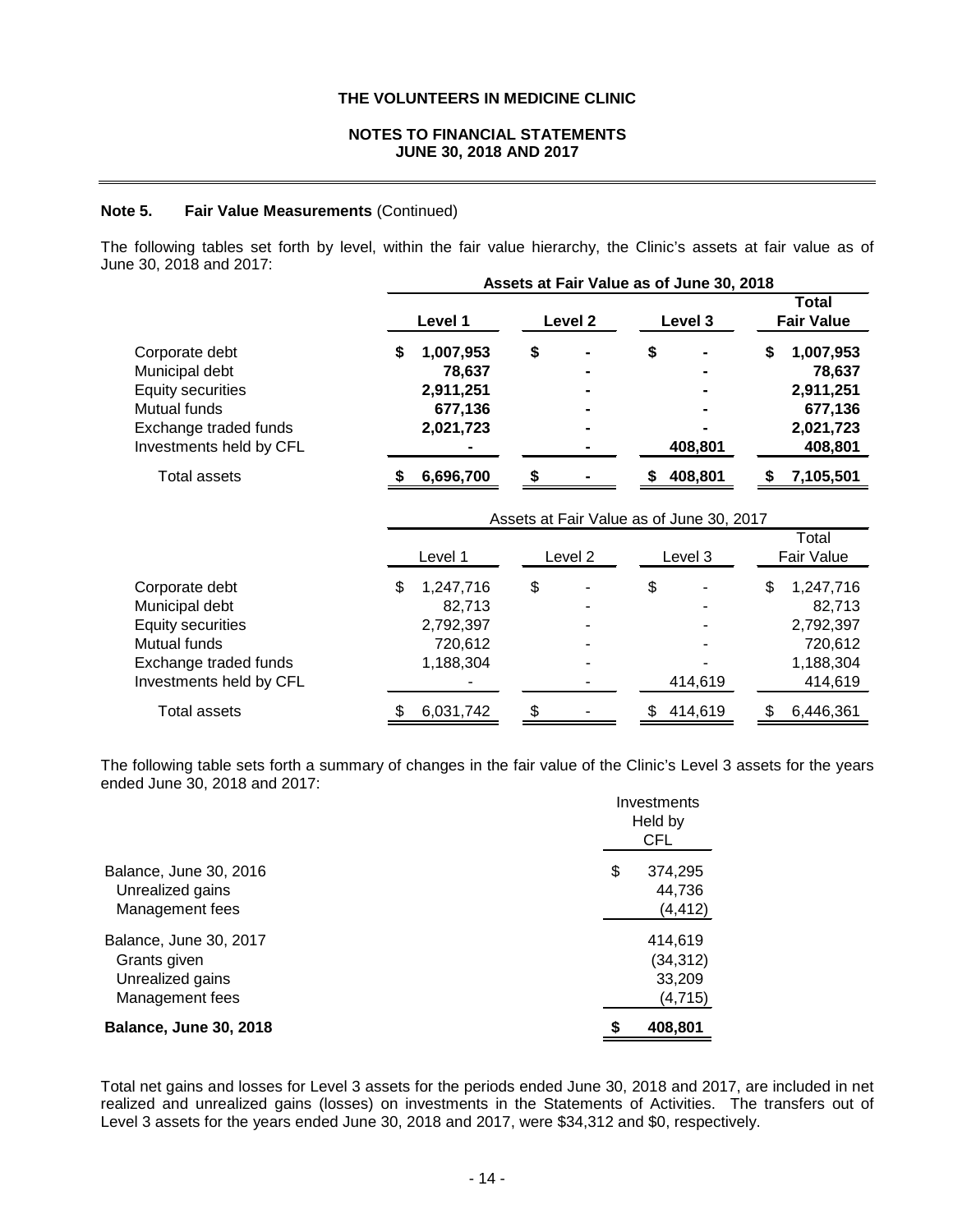**THE VOLUNTEERS IN MEDICINE CLINIC**

**NOTES TO FINANCIAL STATEMENTS**
**JUNE 30, 2018 AND 2017**

**Note 5. Fair Value Measurements** (Continued)

The following tables set forth by level, within the fair value hierarchy, the Clinic's assets at fair value as of June 30, 2018 and 2017:

| | **Assets at Fair Value as of June 30, 2018** | | | |
|---|---|---|---|---|
| | **Level 1** | **Level 2** | **Level 3** | **Total Fair Value** |
| Corporate debt | **$ 1,007,953** | **$ -** | **$ -** | **$ 1,007,953** |
| Municipal debt | **78,637** | **-** | **-** | **78,637** |
| Equity securities | **2,911,251** | **-** | **-** | **2,911,251** |
| Mutual funds | **677,136** | **-** | **-** | **677,136** |
| Exchange traded funds | **2,021,723** | **-** | **-** | **2,021,723** |
| Investments held by CFL | **-** | **-** | **408,801** | **408,801** |
| Total assets | **$ 6,696,700** | **$ -** | **$ 408,801** | **$ 7,105,501** |

| | Assets at Fair Value as of June 30, 2017 | | | |
|---|---|---|---|---|
| | Level 1 | Level 2 | Level 3 | Total Fair Value |
| Corporate debt | $ 1,247,716 | $ - | $ - | $ 1,247,716 |
| Municipal debt | 82,713 | - | - | 82,713 |
| Equity securities | 2,792,397 | - | - | 2,792,397 |
| Mutual funds | 720,612 | - | - | 720,612 |
| Exchange traded funds | 1,188,304 | - | - | 1,188,304 |
| Investments held by CFL | - | - | 414,619 | 414,619 |
| Total assets | $ 6,031,742 | $ - | $ 414,619 | $ 6,446,361 |

The following table sets forth a summary of changes in the fair value of the Clinic's Level 3 assets for the years ended June 30, 2018 and 2017:

| | Investments Held by CFL |
|---|---|
| Balance, June 30, 2016 | $ 374,295 |
| Unrealized gains | 44,736 |
| Management fees | (4,412) |
| Balance, June 30, 2017 | 414,619 |
| Grants given | (34,312) |
| Unrealized gains | 33,209 |
| Management fees | (4,715) |
| **Balance, June 30, 2018** | **$ 408,801** |

Total net gains and losses for Level 3 assets for the periods ended June 30, 2018 and 2017, are included in net realized and unrealized gains (losses) on investments in the Statements of Activities. The transfers out of Level 3 assets for the years ended June 30, 2018 and 2017, were $34,312 and $0, respectively.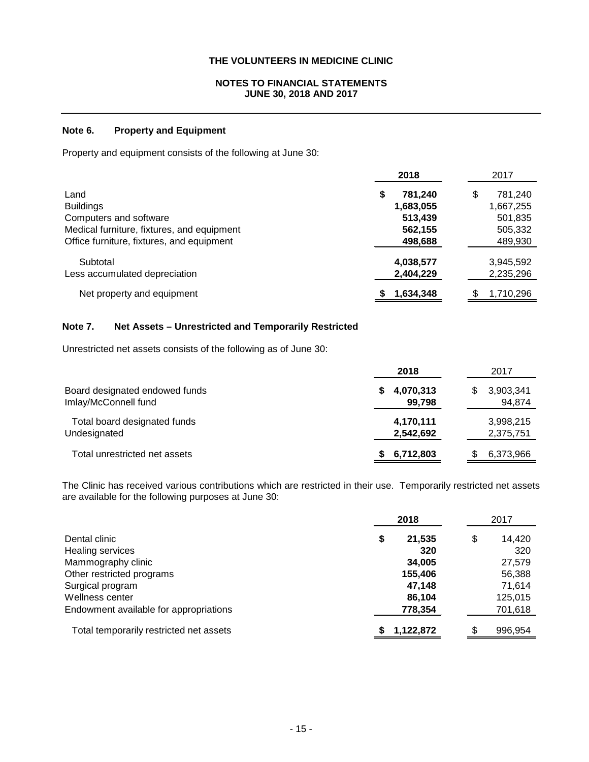# THE VOLUNTEERS IN MEDICINE CLINIC

## NOTES TO FINANCIAL STATEMENTS
## JUNE 30, 2018 AND 2017

### Note 6. Property and Equipment

Property and equipment consists of the following at June 30:

| | 2018 | 2017 |
|---|---|---|
| Land | $ 781,240 | $ 781,240 |
| Buildings | 1,683,055 | 1,667,255 |
| Computers and software | 513,439 | 501,835 |
| Medical furniture, fixtures, and equipment | 562,155 | 505,332 |
| Office furniture, fixtures, and equipment | 498,688 | 489,930 |
| Subtotal | 4,038,577 | 3,945,592 |
| Less accumulated depreciation | 2,404,229 | 2,235,296 |
| Net property and equipment | $ 1,634,348 | $ 1,710,296 |

### Note 7. Net Assets – Unrestricted and Temporarily Restricted

Unrestricted net assets consists of the following as of June 30:

| | 2018 | 2017 |
|---|---|---|
| Board designated endowed funds | $ 4,070,313 | $ 3,903,341 |
| Imlay/McConnell fund | 99,798 | 94,874 |
| Total board designated funds | 4,170,111 | 3,998,215 |
| Undesignated | 2,542,692 | 2,375,751 |
| Total unrestricted net assets | $ 6,712,803 | $ 6,373,966 |

The Clinic has received various contributions which are restricted in their use. Temporarily restricted net assets are available for the following purposes at June 30:

| | 2018 | 2017 |
|---|---|---|
| Dental clinic | $ 21,535 | $ 14,420 |
| Healing services | 320 | 320 |
| Mammography clinic | 34,005 | 27,579 |
| Other restricted programs | 155,406 | 56,388 |
| Surgical program | 47,148 | 71,614 |
| Wellness center | 86,104 | 125,015 |
| Endowment available for appropriations | 778,354 | 701,618 |
| Total temporarily restricted net assets | $ 1,122,872 | $ 996,954 |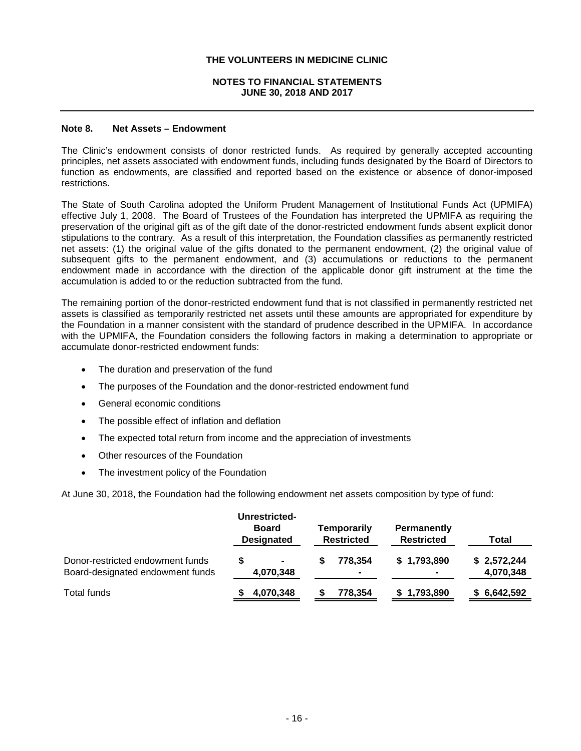**Note 8. Net Assets – Endowment**

The Clinic's endowment consists of donor restricted funds. As required by generally accepted accounting principles, net assets associated with endowment funds, including funds designated by the Board of Directors to function as endowments, are classified and reported based on the existence or absence of donor-imposed restrictions.

The State of South Carolina adopted the Uniform Prudent Management of Institutional Funds Act (UPMIFA) effective July 1, 2008. The Board of Trustees of the Foundation has interpreted the UPMIFA as requiring the preservation of the original gift as of the gift date of the donor-restricted endowment funds absent explicit donor stipulations to the contrary. As a result of this interpretation, the Foundation classifies as permanently restricted net assets: (1) the original value of the gifts donated to the permanent endowment, (2) the original value of subsequent gifts to the permanent endowment, and (3) accumulations or reductions to the permanent endowment made in accordance with the direction of the applicable donor gift instrument at the time the accumulation is added to or the reduction subtracted from the fund.

The remaining portion of the donor-restricted endowment fund that is not classified in permanently restricted net assets is classified as temporarily restricted net assets until these amounts are appropriated for expenditure by the Foundation in a manner consistent with the standard of prudence described in the UPMIFA. In accordance with the UPMIFA, the Foundation considers the following factors in making a determination to appropriate or accumulate donor-restricted endowment funds:

- The duration and preservation of the fund
- The purposes of the Foundation and the donor-restricted endowment fund
- General economic conditions
- The possible effect of inflation and deflation
- The expected total return from income and the appreciation of investments
- Other resources of the Foundation
- The investment policy of the Foundation

At June 30, 2018, the Foundation had the following endowment net assets composition by type of fund:

| | Unrestricted-Board Designated | Temporarily Restricted | Permanently Restricted | Total |
|---|---|---|---|---|
| Donor-restricted endowment funds | $ - | $ 778,354 | $ 1,793,890 | $ 2,572,244 |
| Board-designated endowment funds | 4,070,348 | - | - | 4,070,348 |
| Total funds | $ 4,070,348 | $ 778,354 | $ 1,793,890 | $ 6,642,592 |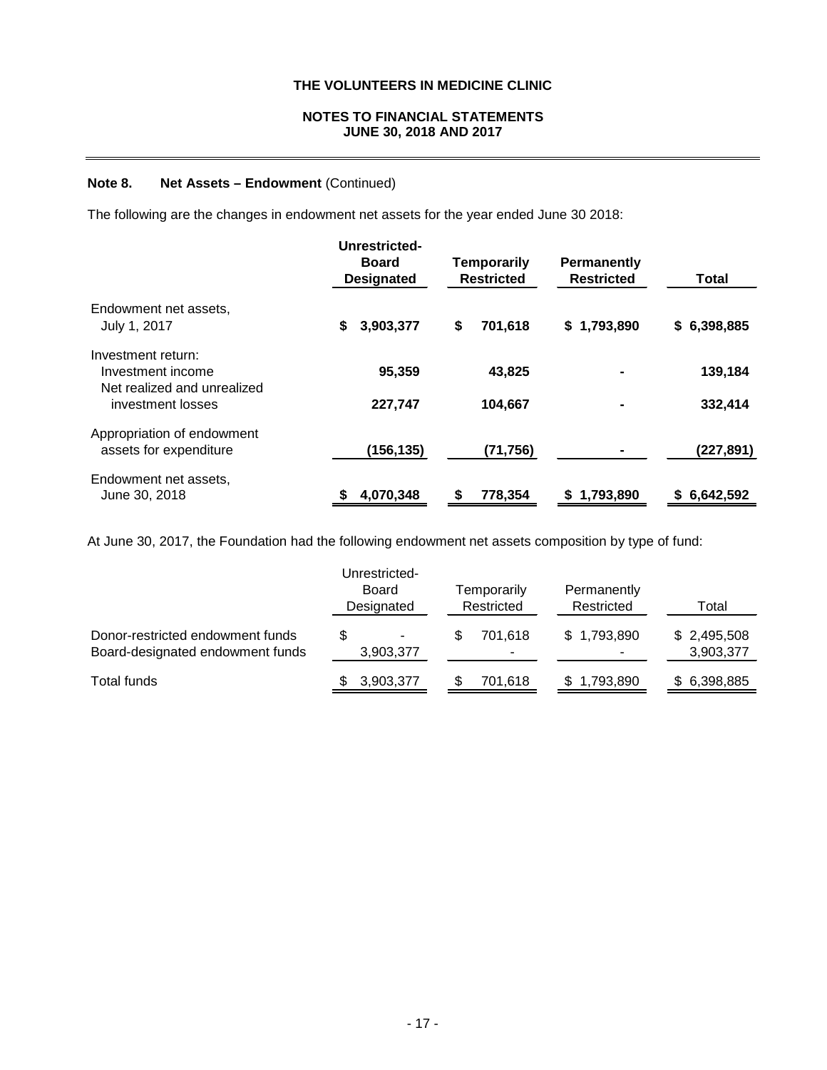**THE VOLUNTEERS IN MEDICINE CLINIC**

**NOTES TO FINANCIAL STATEMENTS**
**JUNE 30, 2018 AND 2017**

**Note 8. Net Assets – Endowment** (Continued)

The following are the changes in endowment net assets for the year ended June 30 2018:

| | **Unrestricted-Board Designated** | **Temporarily Restricted** | **Permanently Restricted** | **Total** |
|---|---|---|---|---|
| Endowment net assets, July 1, 2017 | **$ 3,903,377** | **$ 701,618** | **$ 1,793,890** | **$ 6,398,885** |
| Investment return: | | | | |
| Investment income | **95,359** | **43,825** | **-** | **139,184** |
| Net realized and unrealized investment losses | **227,747** | **104,667** | **-** | **332,414** |
| Appropriation of endowment assets for expenditure | **(156,135)** | **(71,756)** | **-** | **(227,891)** |
| Endowment net assets, June 30, 2018 | **$ 4,070,348** | **$ 778,354** | **$ 1,793,890** | **$ 6,642,592** |

At June 30, 2017, the Foundation had the following endowment net assets composition by type of fund:

| | Unrestricted-Board Designated | Temporarily Restricted | Permanently Restricted | Total |
|---|---|---|---|---|
| Donor-restricted endowment funds | $ - | $ 701,618 | $ 1,793,890 | $ 2,495,508 |
| Board-designated endowment funds | 3,903,377 | - | - | 3,903,377 |
| Total funds | $ 3,903,377 | $ 701,618 | $ 1,793,890 | $ 6,398,885 |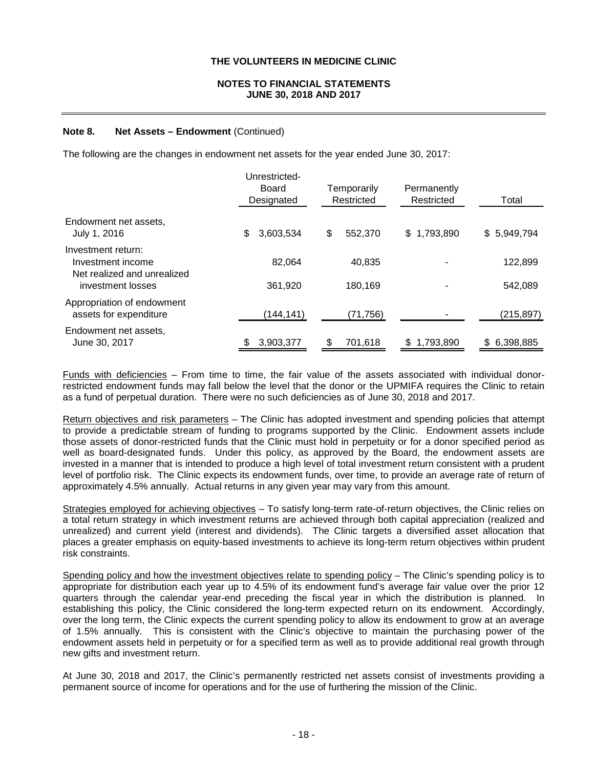**Note 8. Net Assets – Endowment** (Continued)

The following are the changes in endowment net assets for the year ended June 30, 2017:

| | Unrestricted-Board Designated | Temporarily Restricted | Permanently Restricted | Total |
|---|---|---|---|---|
| Endowment net assets, July 1, 2016 | $ 3,603,534 | $ 552,370 | $ 1,793,890 | $ 5,949,794 |
| Investment return: | | | | |
| Investment income | 82,064 | 40,835 | - | 122,899 |
| Net realized and unrealized investment losses | 361,920 | 180,169 | - | 542,089 |
| Appropriation of endowment assets for expenditure | (144,141) | (71,756) | - | (215,897) |
| Endowment net assets, June 30, 2017 | $ 3,903,377 | $ 701,618 | $ 1,793,890 | $ 6,398,885 |

Funds with deficiencies – From time to time, the fair value of the assets associated with individual donor-restricted endowment funds may fall below the level that the donor or the UPMIFA requires the Clinic to retain as a fund of perpetual duration. There were no such deficiencies as of June 30, 2018 and 2017.

Return objectives and risk parameters – The Clinic has adopted investment and spending policies that attempt to provide a predictable stream of funding to programs supported by the Clinic. Endowment assets include those assets of donor-restricted funds that the Clinic must hold in perpetuity or for a donor specified period as well as board-designated funds. Under this policy, as approved by the Board, the endowment assets are invested in a manner that is intended to produce a high level of total investment return consistent with a prudent level of portfolio risk. The Clinic expects its endowment funds, over time, to provide an average rate of return of approximately 4.5% annually. Actual returns in any given year may vary from this amount.

Strategies employed for achieving objectives – To satisfy long-term rate-of-return objectives, the Clinic relies on a total return strategy in which investment returns are achieved through both capital appreciation (realized and unrealized) and current yield (interest and dividends). The Clinic targets a diversified asset allocation that places a greater emphasis on equity-based investments to achieve its long-term return objectives within prudent risk constraints.

Spending policy and how the investment objectives relate to spending policy – The Clinic's spending policy is to appropriate for distribution each year up to 4.5% of its endowment fund's average fair value over the prior 12 quarters through the calendar year-end preceding the fiscal year in which the distribution is planned. In establishing this policy, the Clinic considered the long-term expected return on its endowment. Accordingly, over the long term, the Clinic expects the current spending policy to allow its endowment to grow at an average of 1.5% annually. This is consistent with the Clinic's objective to maintain the purchasing power of the endowment assets held in perpetuity or for a specified term as well as to provide additional real growth through new gifts and investment return.

At June 30, 2018 and 2017, the Clinic's permanently restricted net assets consist of investments providing a permanent source of income for operations and for the use of furthering the mission of the Clinic.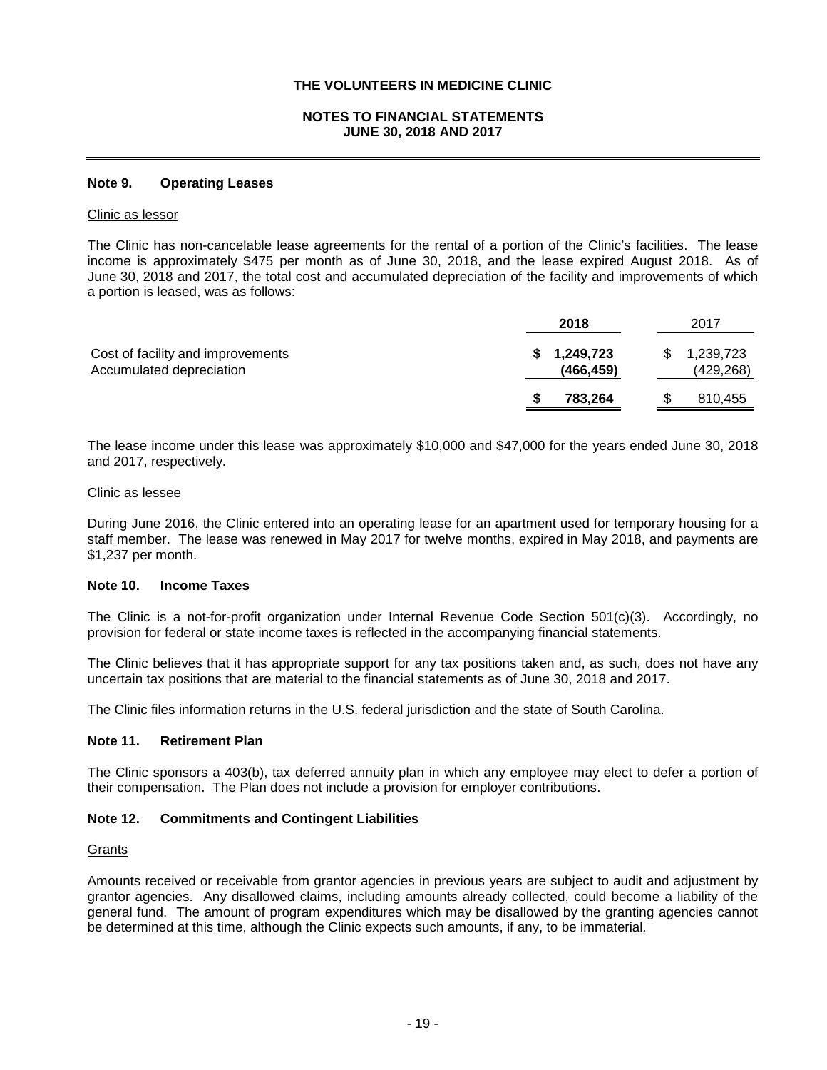### Note 9. Operating Leases

Clinic as lessor

The Clinic has non-cancelable lease agreements for the rental of a portion of the Clinic's facilities. The lease income is approximately $475 per month as of June 30, 2018, and the lease expired August 2018. As of June 30, 2018 and 2017, the total cost and accumulated depreciation of the facility and improvements of which a portion is leased, was as follows:

| | 2018 | 2017 |
|---|---|---|
| Cost of facility and improvements | $ 1,249,723 | $ 1,239,723 |
| Accumulated depreciation | (466,459) | (429,268) |
| | $ 783,264 | $ 810,455 |

The lease income under this lease was approximately $10,000 and $47,000 for the years ended June 30, 2018 and 2017, respectively.

Clinic as lessee

During June 2016, the Clinic entered into an operating lease for an apartment used for temporary housing for a staff member. The lease was renewed in May 2017 for twelve months, expired in May 2018, and payments are $1,237 per month.

### Note 10. Income Taxes

The Clinic is a not-for-profit organization under Internal Revenue Code Section 501(c)(3). Accordingly, no provision for federal or state income taxes is reflected in the accompanying financial statements.

The Clinic believes that it has appropriate support for any tax positions taken and, as such, does not have any uncertain tax positions that are material to the financial statements as of June 30, 2018 and 2017.

The Clinic files information returns in the U.S. federal jurisdiction and the state of South Carolina.

### Note 11. Retirement Plan

The Clinic sponsors a 403(b), tax deferred annuity plan in which any employee may elect to defer a portion of their compensation. The Plan does not include a provision for employer contributions.

### Note 12. Commitments and Contingent Liabilities

Grants

Amounts received or receivable from grantor agencies in previous years are subject to audit and adjustment by grantor agencies. Any disallowed claims, including amounts already collected, could become a liability of the general fund. The amount of program expenditures which may be disallowed by the granting agencies cannot be determined at this time, although the Clinic expects such amounts, if any, to be immaterial.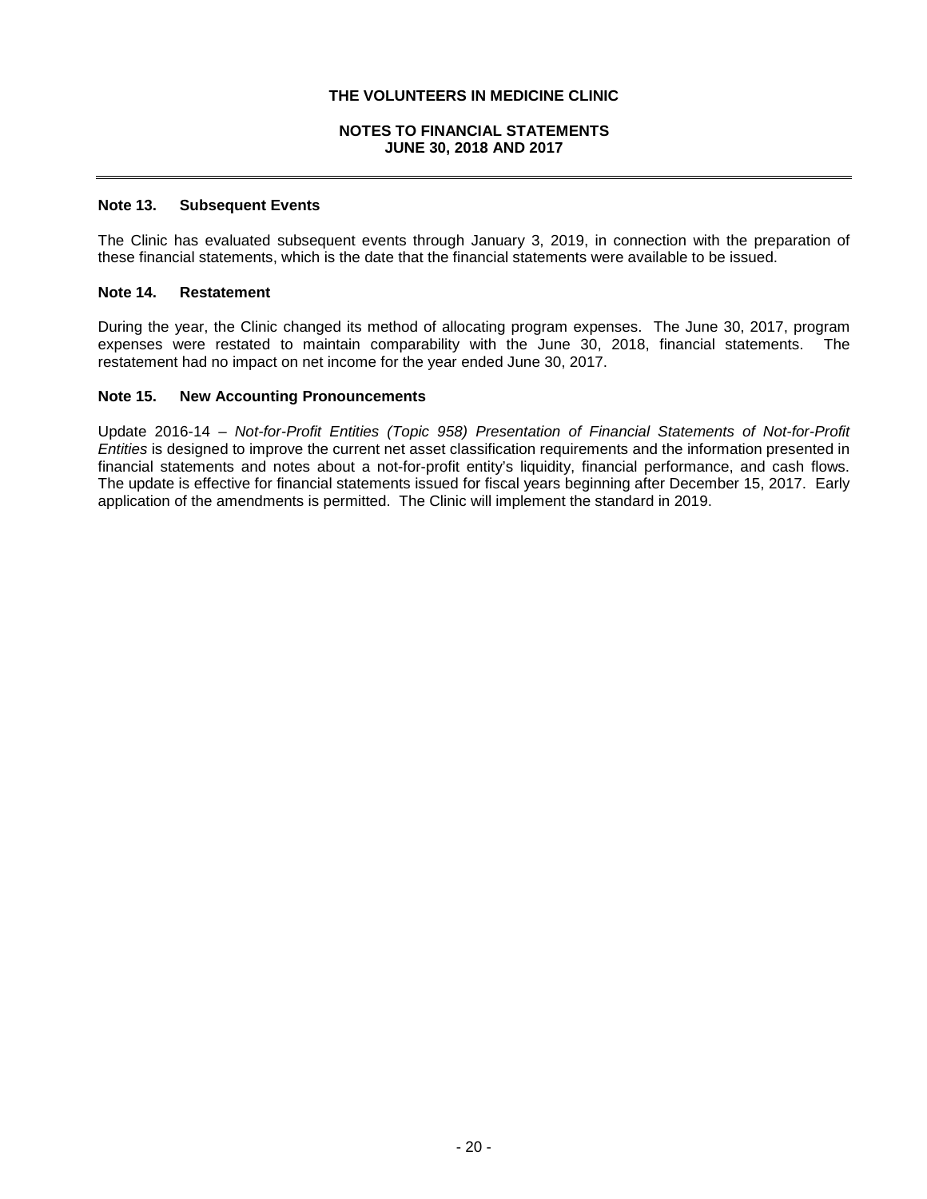### Note 13. Subsequent Events

The Clinic has evaluated subsequent events through January 3, 2019, in connection with the preparation of these financial statements, which is the date that the financial statements were available to be issued.

### Note 14. Restatement

During the year, the Clinic changed its method of allocating program expenses. The June 30, 2017, program expenses were restated to maintain comparability with the June 30, 2018, financial statements. The restatement had no impact on net income for the year ended June 30, 2017.

### Note 15. New Accounting Pronouncements

Update 2016-14 – *Not-for-Profit Entities (Topic 958) Presentation of Financial Statements of Not-for-Profit Entities* is designed to improve the current net asset classification requirements and the information presented in financial statements and notes about a not-for-profit entity's liquidity, financial performance, and cash flows. The update is effective for financial statements issued for fiscal years beginning after December 15, 2017. Early application of the amendments is permitted. The Clinic will implement the standard in 2019.